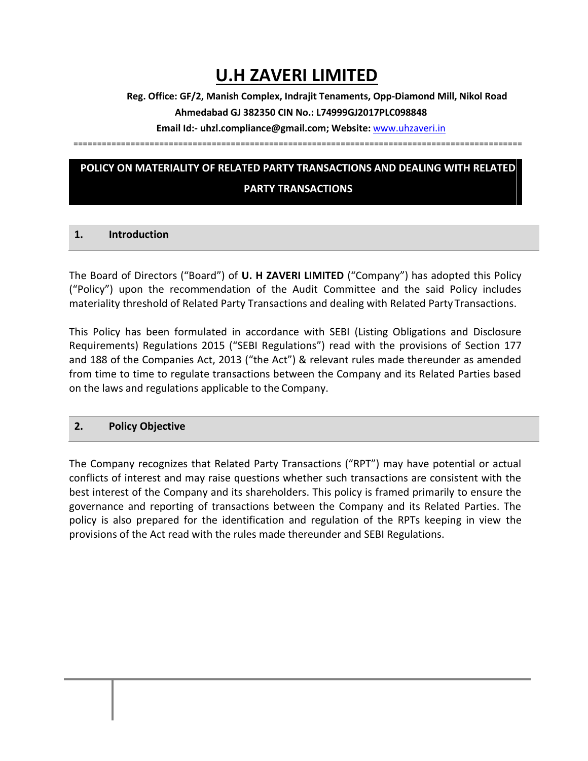# U.H ZAVERI LIMITED

**Reg. Office: GF/2, Manish Complex, Indrajit Tenaments, Opp-Diamond Mill, Nikol Road Ahmedabad GJ 382350 CIN No.: L74999GJ2017PLC098848**

**Email Id:- uhzl.compliance@gmail.com; Website:** www.uhzaveri.in

## POLICY ON MATERIALITY OF RELATED PARTY TRANSACTIONS AND DEALING WITH RELATED PARTY TRANSACTIONS

### 1. Introduction

The Board of Directors ("Board") of **U. H ZAVERI LIMITED** ("Company") has adopted this Policy ("Policy") upon the recommendation of the Audit Committee and the said Policy includes materiality threshold of Related Party Transactions and dealing with Related Party Transactions.

This Policy has been formulated in accordance with SEBI (Listing Obligations and Disclosure Requirements) Regulations 2015 ("SEBI Regulations") read with the provisions of Section 177 and 188 of the Companies Act, 2013 ("the Act") & relevant rules made thereunder as amended from time to time to regulate transactions between the Company and its Related Parties based on the laws and regulations applicable to the Company.

### 2. Policy Objective

The Company recognizes that Related Party Transactions ("RPT") may have potential or actual conflicts of interest and may raise questions whether such transactions are consistent with the best interest of the Company and its shareholders. This policy is framed primarily to ensure the governance and reporting of transactions between the Company and its Related Parties. The policy is also prepared for the identification and regulation of the RPTs keeping in view the provisions of the Act read with the rules made thereunder and SEBI Regulations.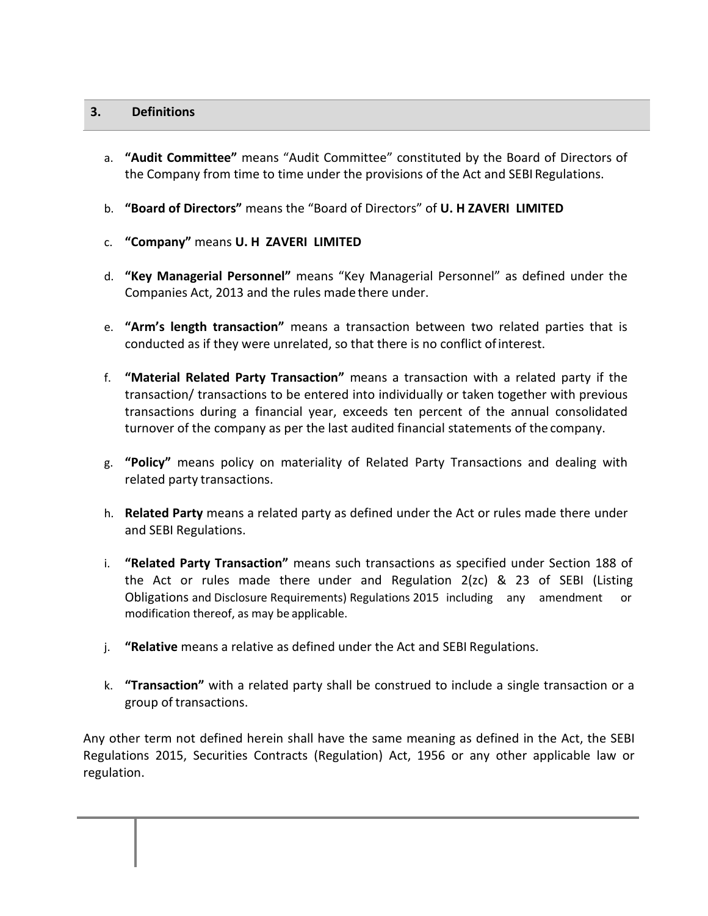## 3. Definitions

a. **"Audit Committee"** means "Audit Committee" constituted by the Board of Directors of the Company from time to time under the provisions of the Act and SEBI Regulations.

b. **"Board of Directors"** means the "Board of Directors" of **U. H ZAVERI LIMITED**

c. **"Company"** means **U. H ZAVERI LIMITED**

d. **"Key Managerial Personnel"** means "Key Managerial Personnel" as defined under the Companies Act, 2013 and the rules made there under.

e. **"Arm's length transaction"** means a transaction between two related parties that is conducted as if they were unrelated, so that there is no conflict of interest.

f. **"Material Related Party Transaction"** means a transaction with a related party if the transaction/ transactions to be entered into individually or taken together with previous transactions during a financial year, exceeds ten percent of the annual consolidated turnover of the company as per the last audited financial statements of the company.

g. **"Policy"** means policy on materiality of Related Party Transactions and dealing with related party transactions.

h. **Related Party** means a related party as defined under the Act or rules made there under and SEBI Regulations.

i. **"Related Party Transaction"** means such transactions as specified under Section 188 of the Act or rules made there under and Regulation 2(zc) & 23 of SEBI (Listing Obligations and Disclosure Requirements) Regulations 2015 including any amendment or modification thereof, as may be applicable.

j. **"Relative** means a relative as defined under the Act and SEBI Regulations.

k. **"Transaction"** with a related party shall be construed to include a single transaction or a group of transactions.

Any other term not defined herein shall have the same meaning as defined in the Act, the SEBI Regulations 2015, Securities Contracts (Regulation) Act, 1956 or any other applicable law or regulation.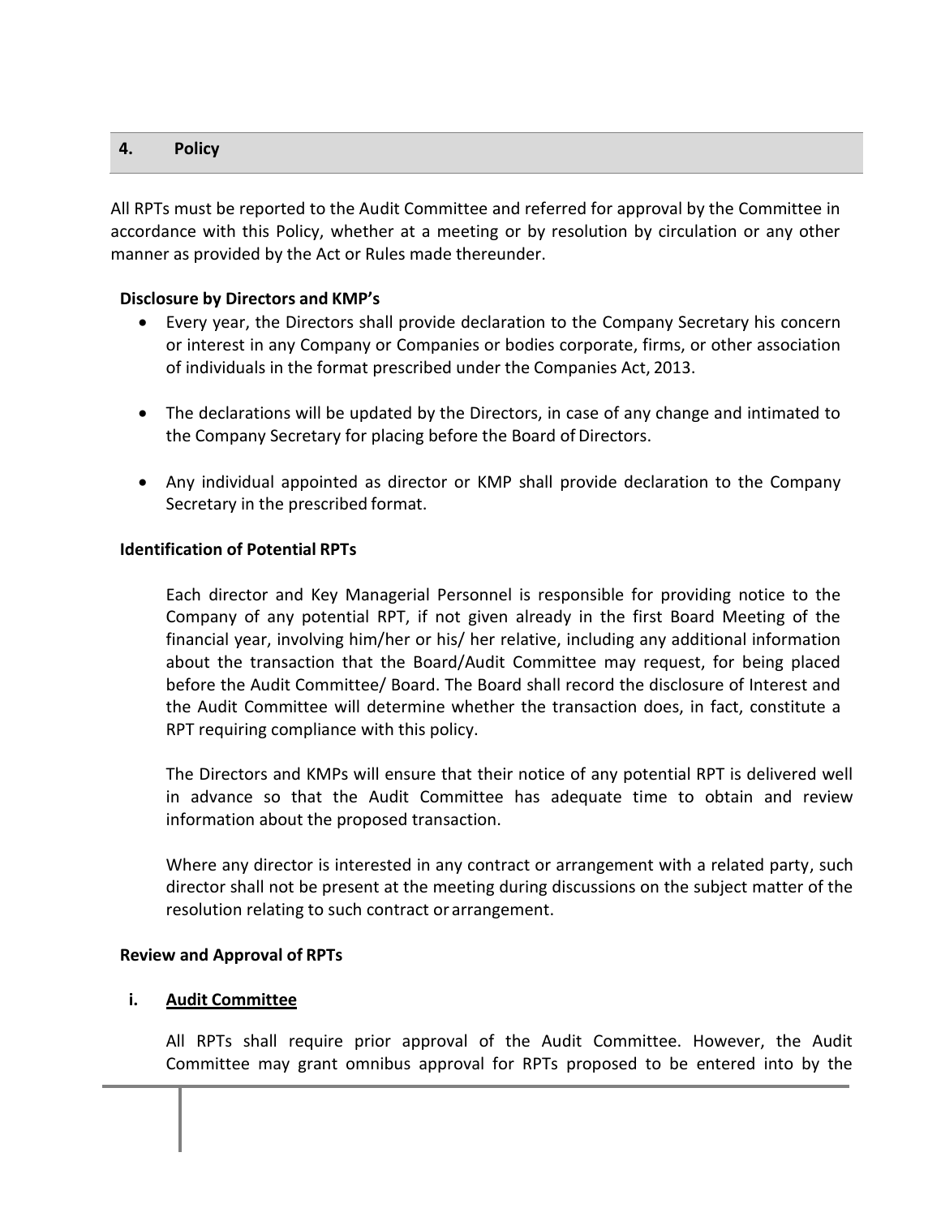## 4. Policy

All RPTs must be reported to the Audit Committee and referred for approval by the Committee in accordance with this Policy, whether at a meeting or by resolution by circulation or any other manner as provided by the Act or Rules made thereunder.

**Disclosure by Directors and KMP's**

- Every year, the Directors shall provide declaration to the Company Secretary his concern or interest in any Company or Companies or bodies corporate, firms, or other association of individuals in the format prescribed under the Companies Act, 2013.
- The declarations will be updated by the Directors, in case of any change and intimated to the Company Secretary for placing before the Board of Directors.
- Any individual appointed as director or KMP shall provide declaration to the Company Secretary in the prescribed format.

**Identification of Potential RPTs**

Each director and Key Managerial Personnel is responsible for providing notice to the Company of any potential RPT, if not given already in the first Board Meeting of the financial year, involving him/her or his/ her relative, including any additional information about the transaction that the Board/Audit Committee may request, for being placed before the Audit Committee/ Board. The Board shall record the disclosure of Interest and the Audit Committee will determine whether the transaction does, in fact, constitute a RPT requiring compliance with this policy.

The Directors and KMPs will ensure that their notice of any potential RPT is delivered well in advance so that the Audit Committee has adequate time to obtain and review information about the proposed transaction.

Where any director is interested in any contract or arrangement with a related party, such director shall not be present at the meeting during discussions on the subject matter of the resolution relating to such contract or arrangement.

**Review and Approval of RPTs**

**i. <u>Audit Committee</u>**

All RPTs shall require prior approval of the Audit Committee. However, the Audit Committee may grant omnibus approval for RPTs proposed to be entered into by the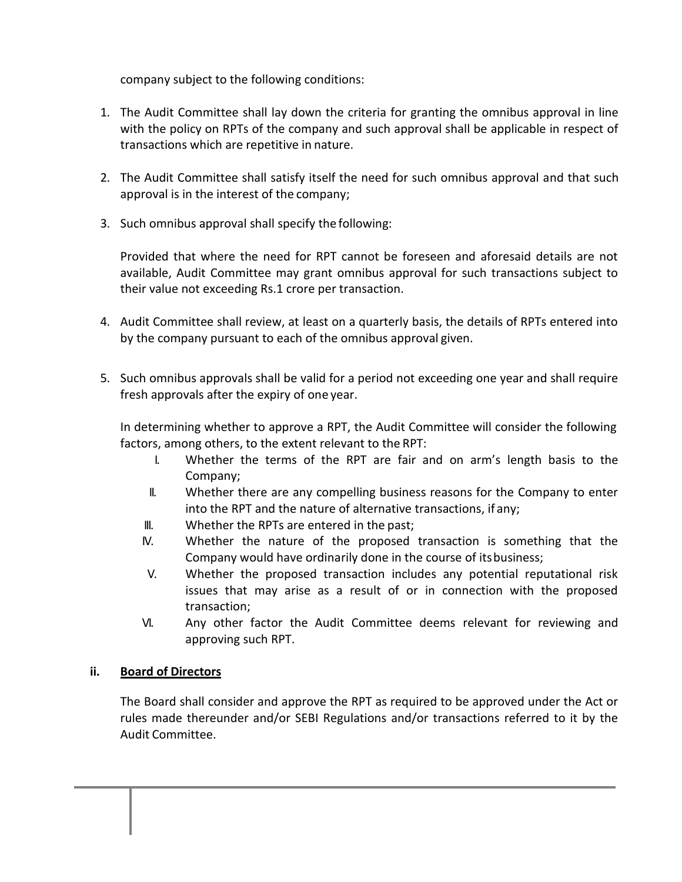company subject to the following conditions:

1. The Audit Committee shall lay down the criteria for granting the omnibus approval in line with the policy on RPTs of the company and such approval shall be applicable in respect of transactions which are repetitive in nature.

2. The Audit Committee shall satisfy itself the need for such omnibus approval and that such approval is in the interest of the company;

3. Such omnibus approval shall specify the following:

   Provided that where the need for RPT cannot be foreseen and aforesaid details are not available, Audit Committee may grant omnibus approval for such transactions subject to their value not exceeding Rs.1 crore per transaction.

4. Audit Committee shall review, at least on a quarterly basis, the details of RPTs entered into by the company pursuant to each of the omnibus approval given.

5. Such omnibus approvals shall be valid for a period not exceeding one year and shall require fresh approvals after the expiry of one year.

   In determining whether to approve a RPT, the Audit Committee will consider the following factors, among others, to the extent relevant to the RPT:

   I. Whether the terms of the RPT are fair and on arm's length basis to the Company;
   II. Whether there are any compelling business reasons for the Company to enter into the RPT and the nature of alternative transactions, if any;
   III. Whether the RPTs are entered in the past;
   IV. Whether the nature of the proposed transaction is something that the Company would have ordinarily done in the course of its business;
   V. Whether the proposed transaction includes any potential reputational risk issues that may arise as a result of or in connection with the proposed transaction;
   VI. Any other factor the Audit Committee deems relevant for reviewing and approving such RPT.

**ii. Board of Directors**

The Board shall consider and approve the RPT as required to be approved under the Act or rules made thereunder and/or SEBI Regulations and/or transactions referred to it by the Audit Committee.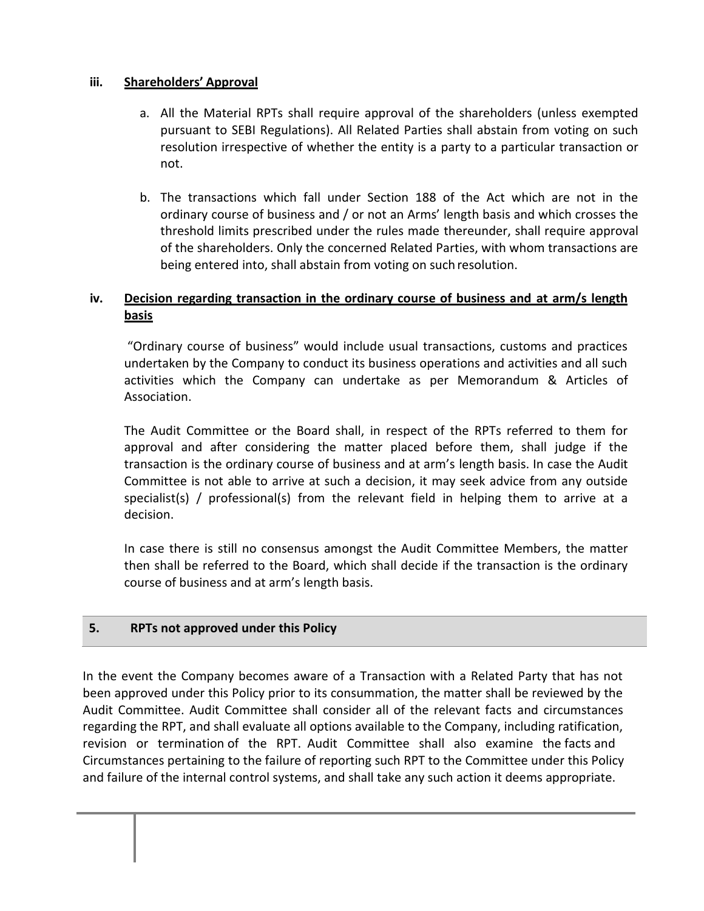**iii. Shareholders' Approval**

a. All the Material RPTs shall require approval of the shareholders (unless exempted pursuant to SEBI Regulations). All Related Parties shall abstain from voting on such resolution irrespective of whether the entity is a party to a particular transaction or not.

b. The transactions which fall under Section 188 of the Act which are not in the ordinary course of business and / or not an Arms' length basis and which crosses the threshold limits prescribed under the rules made thereunder, shall require approval of the shareholders. Only the concerned Related Parties, with whom transactions are being entered into, shall abstain from voting on such resolution.

**iv. Decision regarding transaction in the ordinary course of business and at arm/s length basis**

"Ordinary course of business" would include usual transactions, customs and practices undertaken by the Company to conduct its business operations and activities and all such activities which the Company can undertake as per Memorandum & Articles of Association.

The Audit Committee or the Board shall, in respect of the RPTs referred to them for approval and after considering the matter placed before them, shall judge if the transaction is the ordinary course of business and at arm's length basis. In case the Audit Committee is not able to arrive at such a decision, it may seek advice from any outside specialist(s) / professional(s) from the relevant field in helping them to arrive at a decision.

In case there is still no consensus amongst the Audit Committee Members, the matter then shall be referred to the Board, which shall decide if the transaction is the ordinary course of business and at arm's length basis.

## 5. RPTs not approved under this Policy

In the event the Company becomes aware of a Transaction with a Related Party that has not been approved under this Policy prior to its consummation, the matter shall be reviewed by the Audit Committee. Audit Committee shall consider all of the relevant facts and circumstances regarding the RPT, and shall evaluate all options available to the Company, including ratification, revision or termination of the RPT. Audit Committee shall also examine the facts and Circumstances pertaining to the failure of reporting such RPT to the Committee under this Policy and failure of the internal control systems, and shall take any such action it deems appropriate.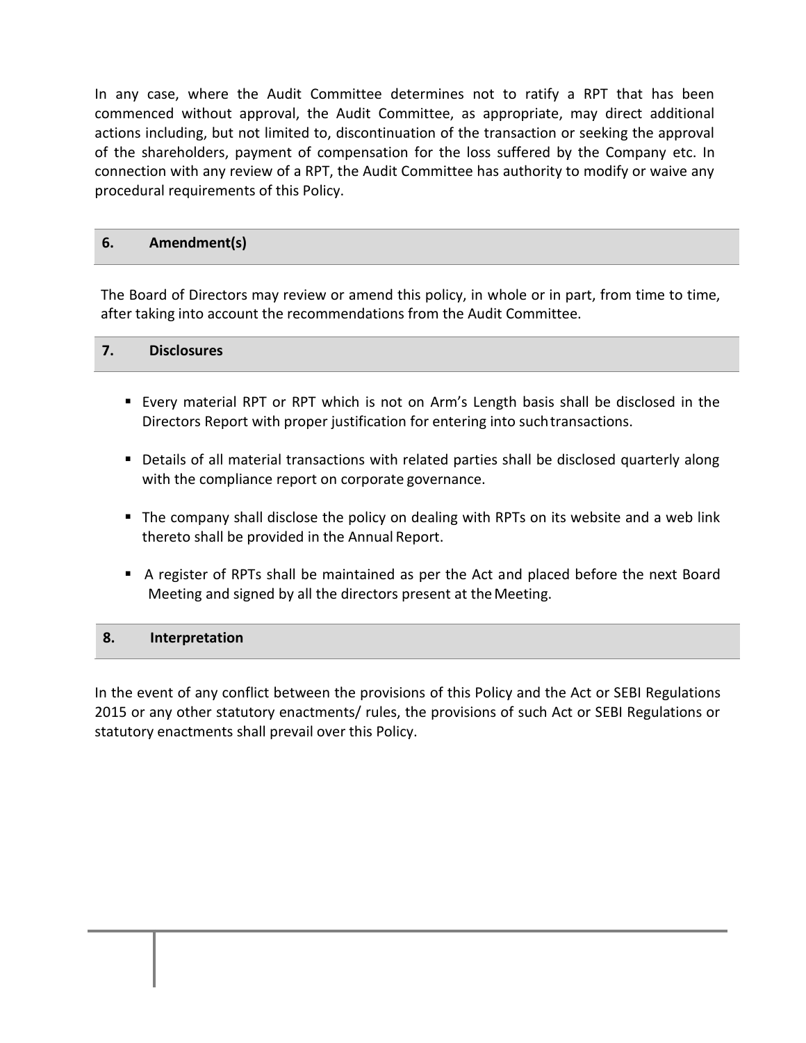In any case, where the Audit Committee determines not to ratify a RPT that has been commenced without approval, the Audit Committee, as appropriate, may direct additional actions including, but not limited to, discontinuation of the transaction or seeking the approval of the shareholders, payment of compensation for the loss suffered by the Company etc. In connection with any review of a RPT, the Audit Committee has authority to modify or waive any procedural requirements of this Policy.

## 6. Amendment(s)

The Board of Directors may review or amend this policy, in whole or in part, from time to time, after taking into account the recommendations from the Audit Committee.

## 7. Disclosures

- Every material RPT or RPT which is not on Arm's Length basis shall be disclosed in the Directors Report with proper justification for entering into such transactions.
- Details of all material transactions with related parties shall be disclosed quarterly along with the compliance report on corporate governance.
- The company shall disclose the policy on dealing with RPTs on its website and a web link thereto shall be provided in the Annual Report.
- A register of RPTs shall be maintained as per the Act and placed before the next Board Meeting and signed by all the directors present at the Meeting.

## 8. Interpretation

In the event of any conflict between the provisions of this Policy and the Act or SEBI Regulations 2015 or any other statutory enactments/ rules, the provisions of such Act or SEBI Regulations or statutory enactments shall prevail over this Policy.